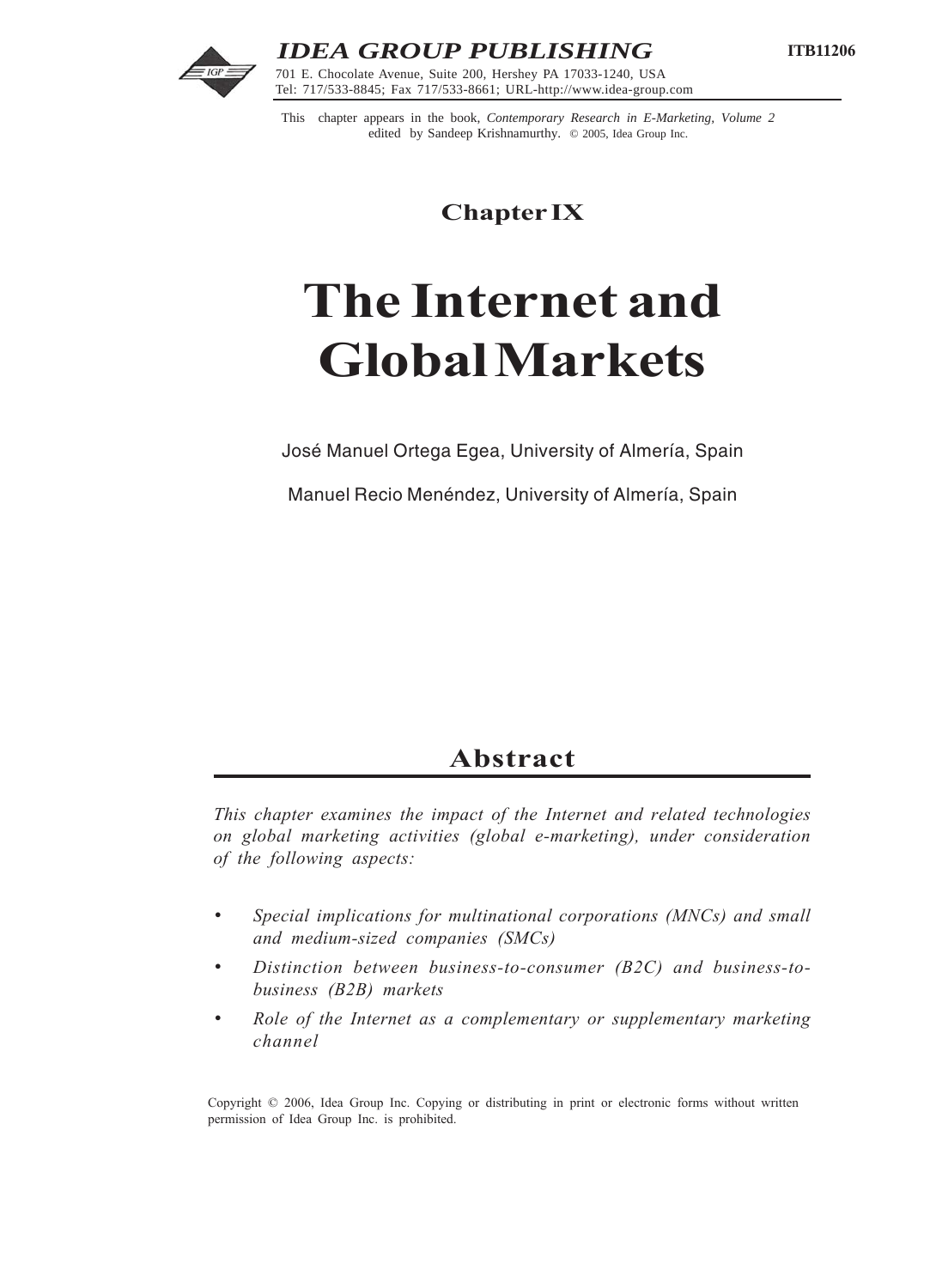**IDEA GROUP PUBLISHING**

701 E. Chocolate Avenue, Suite 200, Hershey PA 17033-1240, USA
Tel: 717/533-8845; Fax 717/533-8661; URL-http://www.idea-group.com

**ITB11206**

This chapter appears in the book, *Contemporary Research in E-Marketing, Volume 2* edited by Sandeep Krishnamurthy. © 2005, Idea Group Inc.

## Chapter IX

# The Internet and Global Markets

José Manuel Ortega Egea, University of Almería, Spain

Manuel Recio Menéndez, University of Almería, Spain

## Abstract

*This chapter examines the impact of the Internet and related technologies on global marketing activities (global e-marketing), under consideration of the following aspects:*

- *Special implications for multinational corporations (MNCs) and small and medium-sized companies (SMCs)*
- *Distinction between business-to-consumer (B2C) and business-to-business (B2B) markets*
- *Role of the Internet as a complementary or supplementary marketing channel*

Copyright © 2006, Idea Group Inc. Copying or distributing in print or electronic forms without written permission of Idea Group Inc. is prohibited.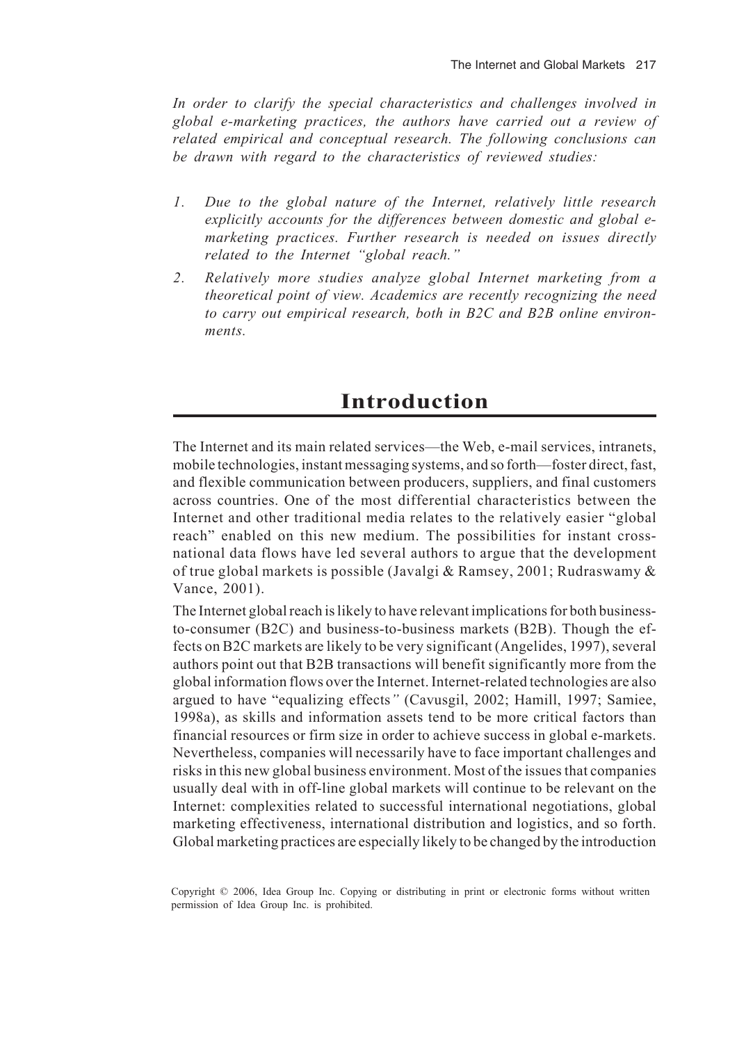*In order to clarify the special characteristics and challenges involved in global e-marketing practices, the authors have carried out a review of related empirical and conceptual research. The following conclusions can be drawn with regard to the characteristics of reviewed studies:*

1. *Due to the global nature of the Internet, relatively little research explicitly accounts for the differences between domestic and global e-marketing practices. Further research is needed on issues directly related to the Internet "global reach."*
2. *Relatively more studies analyze global Internet marketing from a theoretical point of view. Academics are recently recognizing the need to carry out empirical research, both in B2C and B2B online environments.*

## Introduction

The Internet and its main related services—the Web, e-mail services, intranets, mobile technologies, instant messaging systems, and so forth—foster direct, fast, and flexible communication between producers, suppliers, and final customers across countries. One of the most differential characteristics between the Internet and other traditional media relates to the relatively easier "global reach" enabled on this new medium. The possibilities for instant cross-national data flows have led several authors to argue that the development of true global markets is possible (Javalgi & Ramsey, 2001; Rudraswamy & Vance, 2001).

The Internet global reach is likely to have relevant implications for both business-to-consumer (B2C) and business-to-business markets (B2B). Though the effects on B2C markets are likely to be very significant (Angelides, 1997), several authors point out that B2B transactions will benefit significantly more from the global information flows over the Internet. Internet-related technologies are also argued to have "equalizing effects" (Cavusgil, 2002; Hamill, 1997; Samiee, 1998a), as skills and information assets tend to be more critical factors than financial resources or firm size in order to achieve success in global e-markets. Nevertheless, companies will necessarily have to face important challenges and risks in this new global business environment. Most of the issues that companies usually deal with in off-line global markets will continue to be relevant on the Internet: complexities related to successful international negotiations, global marketing effectiveness, international distribution and logistics, and so forth. Global marketing practices are especially likely to be changed by the introduction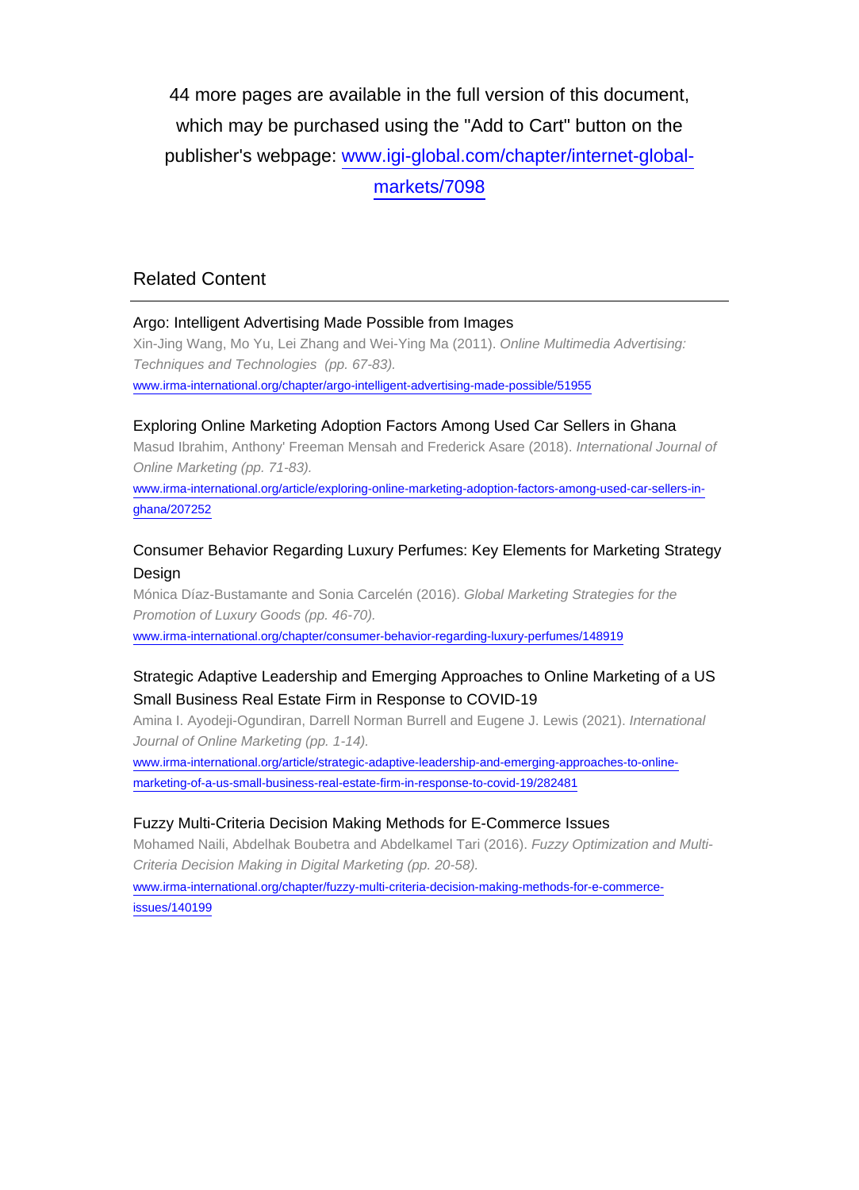44 more pages are available in the full version of this document, which may be purchased using the "Add to Cart" button on the publisher's webpage: [www.igi-global.com/chapter/internet-global-markets/7098](www.igi-global.com/chapter/internet-global-markets/7098)

## Related Content

**Argo: Intelligent Advertising Made Possible from Images**
Xin-Jing Wang, Mo Yu, Lei Zhang and Wei-Ying Ma (2011). *Online Multimedia Advertising: Techniques and Technologies (pp. 67-83).*
[www.irma-international.org/chapter/argo-intelligent-advertising-made-possible/51955](www.irma-international.org/chapter/argo-intelligent-advertising-made-possible/51955)

**Exploring Online Marketing Adoption Factors Among Used Car Sellers in Ghana**
Masud Ibrahim, Anthony' Freeman Mensah and Frederick Asare (2018). *International Journal of Online Marketing (pp. 71-83).*
[www.irma-international.org/article/exploring-online-marketing-adoption-factors-among-used-car-sellers-in-ghana/207252](www.irma-international.org/article/exploring-online-marketing-adoption-factors-among-used-car-sellers-in-ghana/207252)

**Consumer Behavior Regarding Luxury Perfumes: Key Elements for Marketing Strategy Design**
Mónica Díaz-Bustamante and Sonia Carcelén (2016). *Global Marketing Strategies for the Promotion of Luxury Goods (pp. 46-70).*
[www.irma-international.org/chapter/consumer-behavior-regarding-luxury-perfumes/148919](www.irma-international.org/chapter/consumer-behavior-regarding-luxury-perfumes/148919)

**Strategic Adaptive Leadership and Emerging Approaches to Online Marketing of a US Small Business Real Estate Firm in Response to COVID-19**
Amina I. Ayodeji-Ogundiran, Darrell Norman Burrell and Eugene J. Lewis (2021). *International Journal of Online Marketing (pp. 1-14).*
[www.irma-international.org/article/strategic-adaptive-leadership-and-emerging-approaches-to-online-marketing-of-a-us-small-business-real-estate-firm-in-response-to-covid-19/282481](www.irma-international.org/article/strategic-adaptive-leadership-and-emerging-approaches-to-online-marketing-of-a-us-small-business-real-estate-firm-in-response-to-covid-19/282481)

**Fuzzy Multi-Criteria Decision Making Methods for E-Commerce Issues**
Mohamed Naili, Abdelhak Boubetra and Abdelkamel Tari (2016). *Fuzzy Optimization and Multi-Criteria Decision Making in Digital Marketing (pp. 20-58).*
[www.irma-international.org/chapter/fuzzy-multi-criteria-decision-making-methods-for-e-commerce-issues/140199](www.irma-international.org/chapter/fuzzy-multi-criteria-decision-making-methods-for-e-commerce-issues/140199)